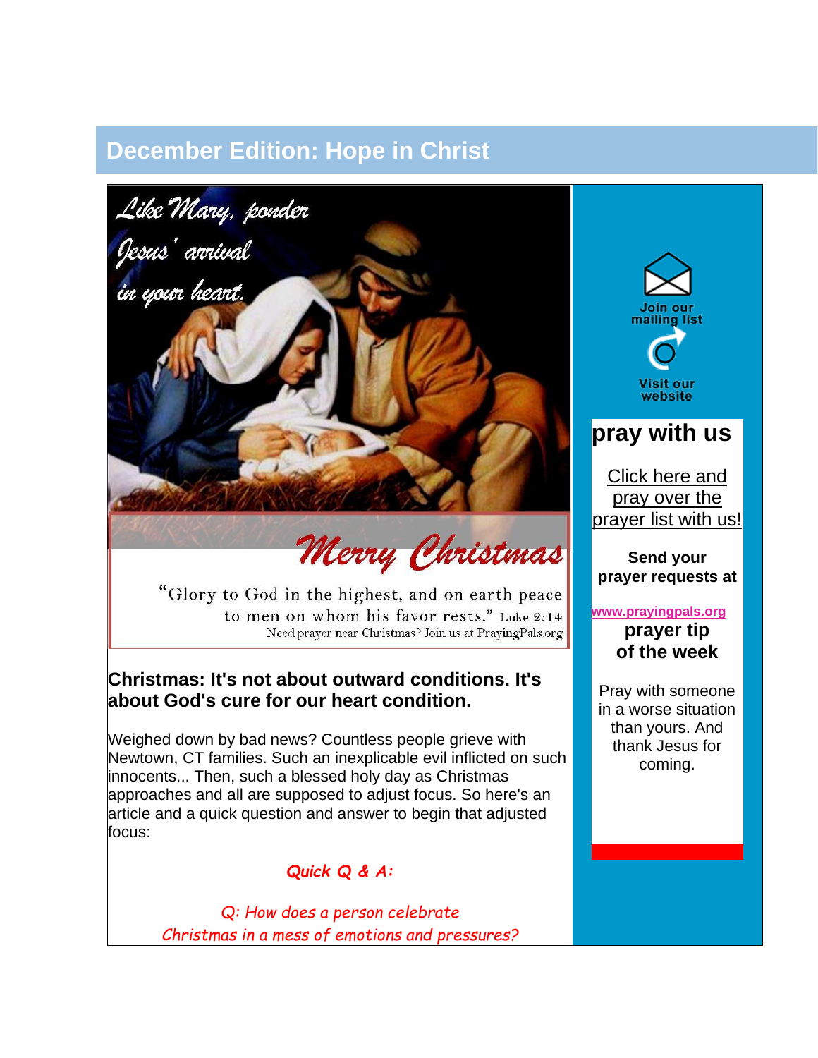# December Edition: Hope in Christ

Like Mary, ponder Jesus' arrival in your heart.

Merry Christmas

"Glory to God in the highest, and on earth peace to men on whom his favor rests." Luke 2:14

Need prayer near Christmas? Join us at PrayingPals.org

## Christmas: It's not about outward conditions. It's about God's cure for our heart condition.

Weighed down by bad news? Countless people grieve with Newtown, CT families. Such an inexplicable evil inflicted on such innocents... Then, such a blessed holy day as Christmas approaches and all are supposed to adjust focus. So here's an article and a quick question and answer to begin that adjusted focus:

***Quick Q & A:***

*Q: How does a person celebrate Christmas in a mess of emotions and pressures?*

Join our mailing list

Visit our website

## pray with us

Click here and pray over the prayer list with us!

**Send your prayer requests at**

**www.prayingpals.org**

## prayer tip of the week

Pray with someone in a worse situation than yours. And thank Jesus for coming.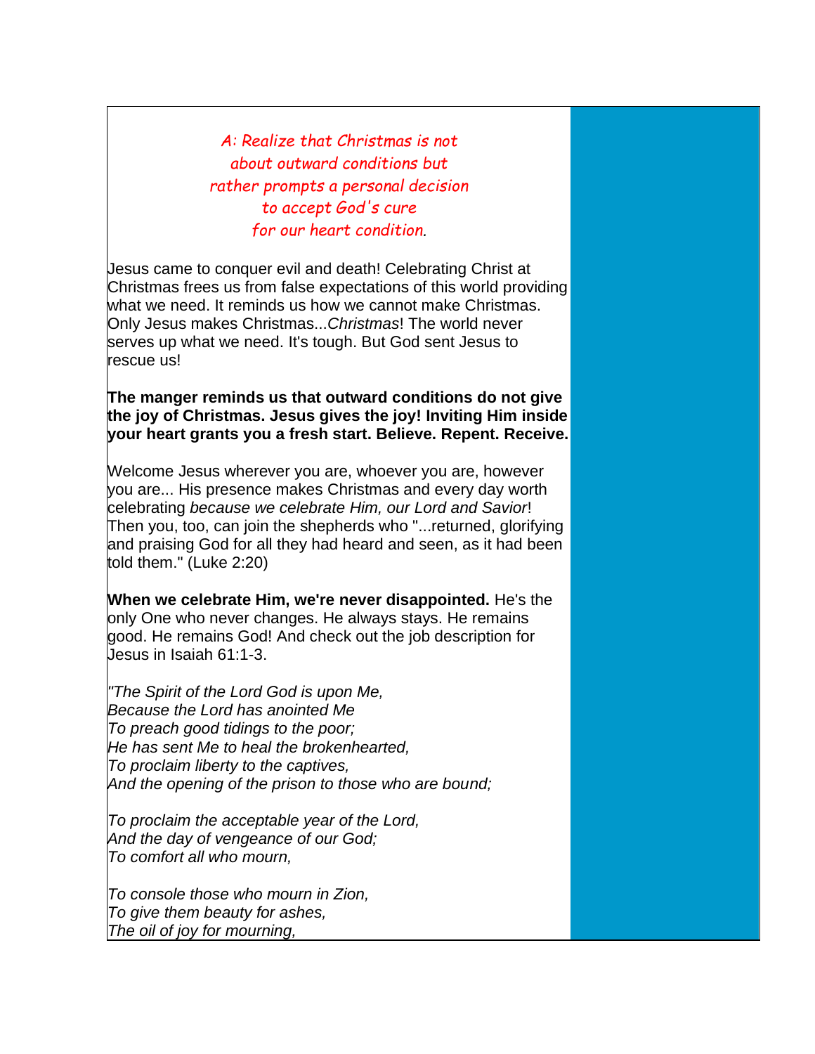*A: Realize that Christmas is not about outward conditions but rather prompts a personal decision to accept God's cure for our heart condition.*

Jesus came to conquer evil and death! Celebrating Christ at Christmas frees us from false expectations of this world providing what we need. It reminds us how we cannot make Christmas. Only Jesus makes Christmas...*Christmas*! The world never serves up what we need. It's tough. But God sent Jesus to rescue us!

**The manger reminds us that outward conditions do not give the joy of Christmas. Jesus gives the joy! Inviting Him inside your heart grants you a fresh start. Believe. Repent. Receive.**

Welcome Jesus wherever you are, whoever you are, however you are... His presence makes Christmas and every day worth celebrating *because we celebrate Him, our Lord and Savior*! Then you, too, can join the shepherds who "...returned, glorifying and praising God for all they had heard and seen, as it had been told them." (Luke 2:20)

**When we celebrate Him, we're never disappointed.** He's the only One who never changes. He always stays. He remains good. He remains God! And check out the job description for Jesus in Isaiah 61:1-3.

*"The Spirit of the Lord God is upon Me,*
*Because the Lord has anointed Me*
*To preach good tidings to the poor;*
*He has sent Me to heal the brokenhearted,*
*To proclaim liberty to the captives,*
*And the opening of the prison to those who are bound;*

*To proclaim the acceptable year of the Lord,*
*And the day of vengeance of our God;*
*To comfort all who mourn,*

*To console those who mourn in Zion,*
*To give them beauty for ashes,*
*The oil of joy for mourning,*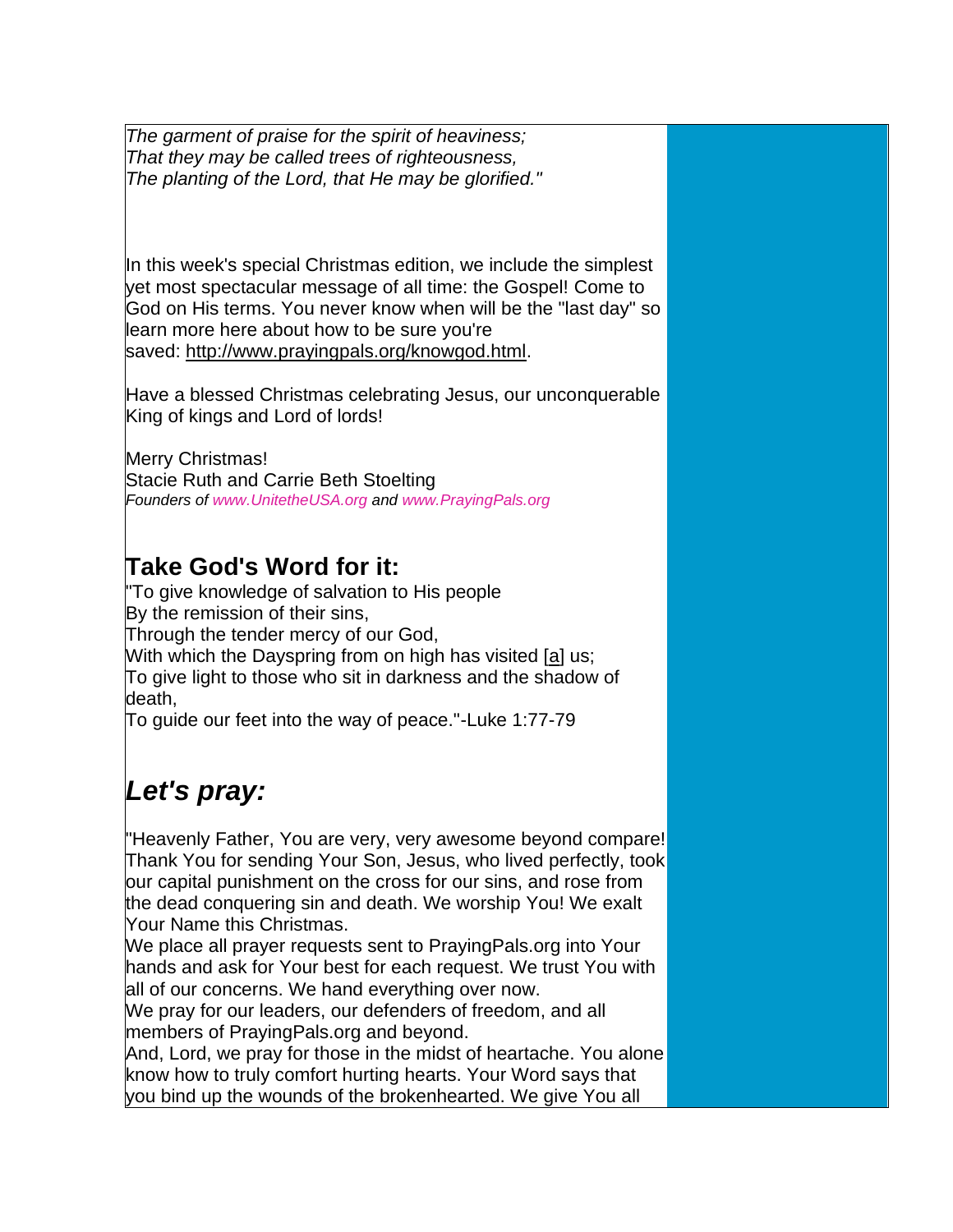*The garment of praise for the spirit of heaviness;*
*That they may be called trees of righteousness,*
*The planting of the Lord, that He may be glorified."*

In this week's special Christmas edition, we include the simplest yet most spectacular message of all time: the Gospel! Come to God on His terms. You never know when will be the "last day" so learn more here about how to be sure you're saved: http://www.prayingpals.org/knowgod.html.

Have a blessed Christmas celebrating Jesus, our unconquerable King of kings and Lord of lords!

Merry Christmas!
Stacie Ruth and Carrie Beth Stoelting
*Founders of www.UnitetheUSA.org and www.PrayingPals.org*

## Take God's Word for it:

"To give knowledge of salvation to His people
By the remission of their sins,
Through the tender mercy of our God,
With which the Dayspring from on high has visited [a] us;
To give light to those who sit in darkness and the shadow of death,
To guide our feet into the way of peace."-Luke 1:77-79

## *Let's pray:*

"Heavenly Father, You are very, very awesome beyond compare! Thank You for sending Your Son, Jesus, who lived perfectly, took our capital punishment on the cross for our sins, and rose from the dead conquering sin and death. We worship You! We exalt Your Name this Christmas.
We place all prayer requests sent to PrayingPals.org into Your hands and ask for Your best for each request. We trust You with all of our concerns. We hand everything over now.
We pray for our leaders, our defenders of freedom, and all members of PrayingPals.org and beyond.
And, Lord, we pray for those in the midst of heartache. You alone know how to truly comfort hurting hearts. Your Word says that you bind up the wounds of the brokenhearted. We give You all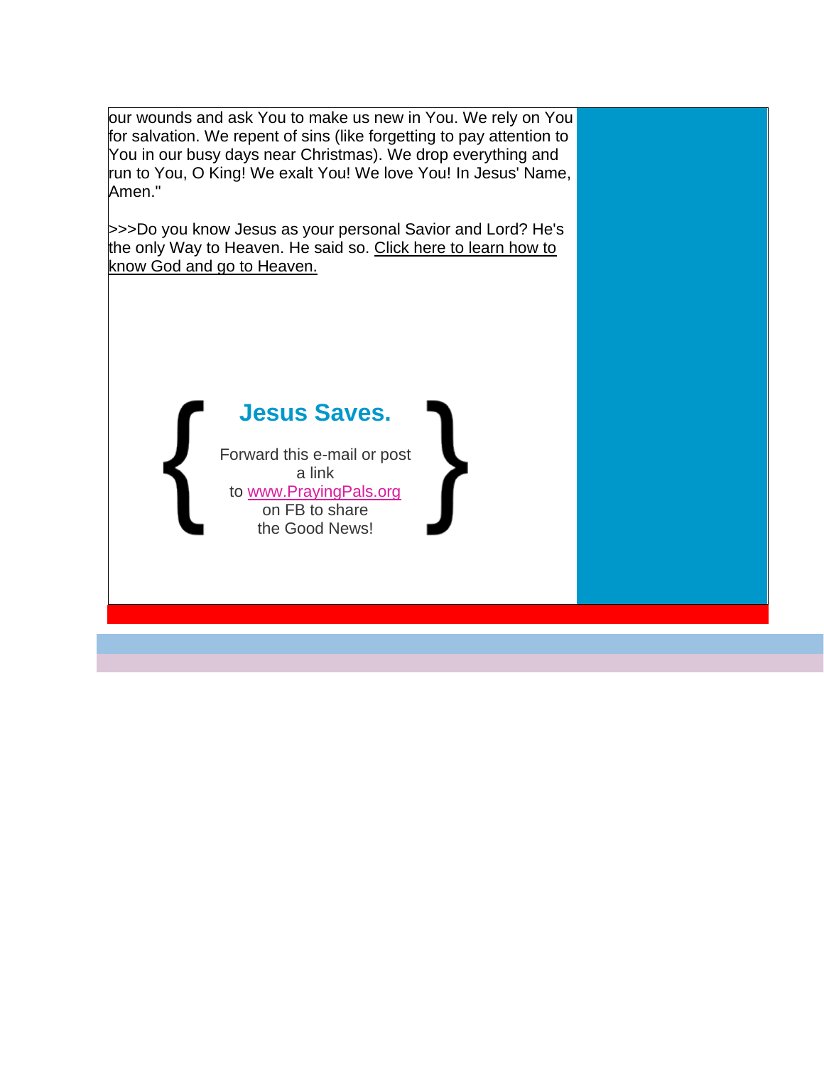our wounds and ask You to make us new in You. We rely on You for salvation. We repent of sins (like forgetting to pay attention to You in our busy days near Christmas). We drop everything and run to You, O King! We exalt You! We love You! In Jesus' Name, Amen."

>>>Do you know Jesus as your personal Savior and Lord? He's the only Way to Heaven. He said so. Click here to learn how to know God and go to Heaven.

## Jesus Saves.

Forward this e-mail or post a link to www.PrayingPals.org on FB to share the Good News!